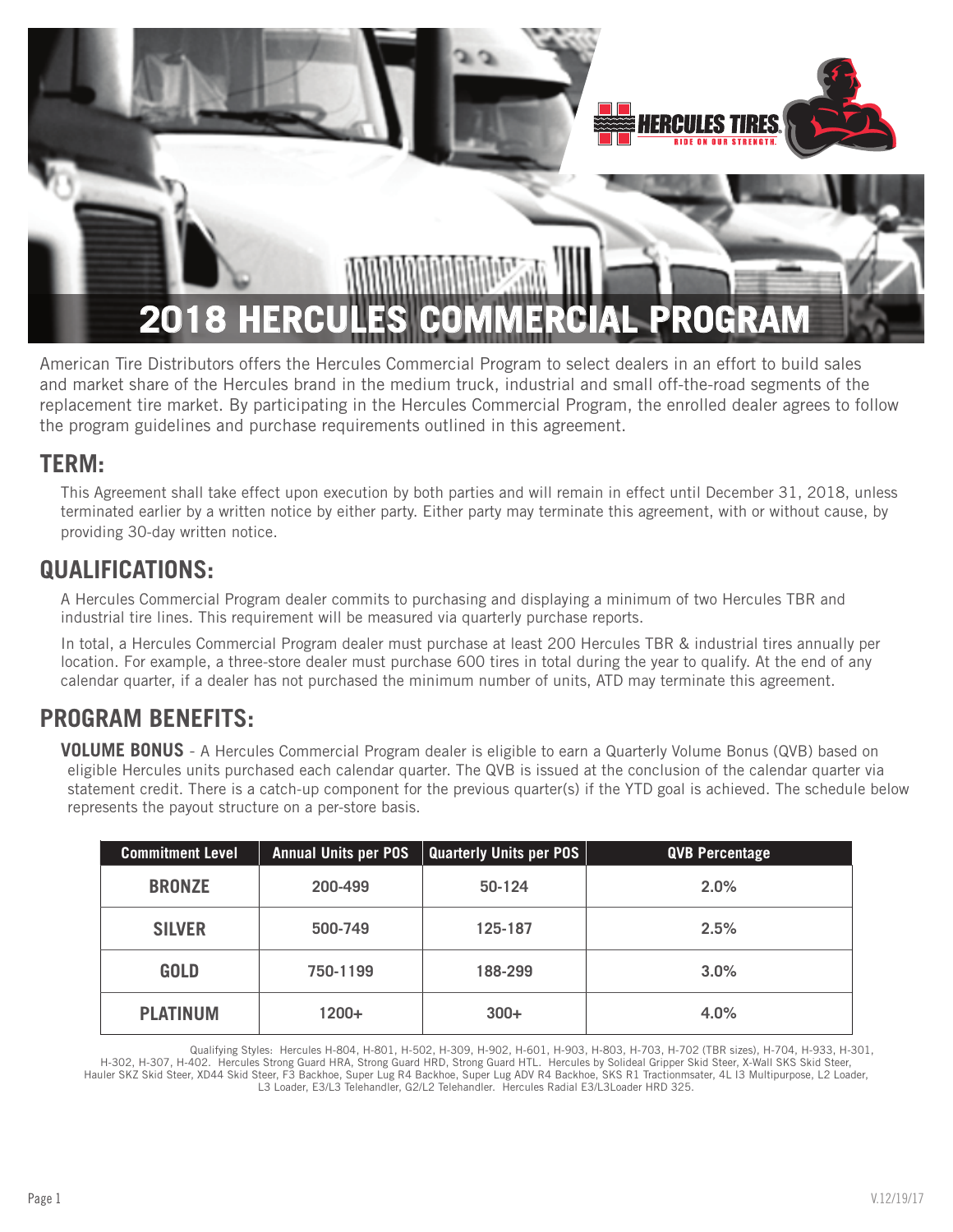# 2018 HERCULES COMMERCIAL PROGRAM

American Tire Distributors offers the Hercules Commercial Program to select dealers in an effort to build sales and market share of the Hercules brand in the medium truck, industrial and small off-the-road segments of the replacement tire market. By participating in the Hercules Commercial Program, the enrolled dealer agrees to follow the program guidelines and purchase requirements outlined in this agreement.

## TERM:

This Agreement shall take effect upon execution by both parties and will remain in effect until December 31, 2018, unless terminated earlier by a written notice by either party. Either party may terminate this agreement, with or without cause, by providing 30-day written notice.

## QUALIFICATIONS:

A Hercules Commercial Program dealer commits to purchasing and displaying a minimum of two Hercules TBR and industrial tire lines. This requirement will be measured via quarterly purchase reports.

In total, a Hercules Commercial Program dealer must purchase at least 200 Hercules TBR & industrial tires annually per location. For example, a three-store dealer must purchase 600 tires in total during the year to qualify. At the end of any calendar quarter, if a dealer has not purchased the minimum number of units, ATD may terminate this agreement.

## PROGRAM BENEFITS:

**VOLUME BONUS** - A Hercules Commercial Program dealer is eligible to earn a Quarterly Volume Bonus (QVB) based on eligible Hercules units purchased each calendar quarter. The QVB is issued at the conclusion of the calendar quarter via statement credit. There is a catch-up component for the previous quarter(s) if the YTD goal is achieved. The schedule below represents the payout structure on a per-store basis.

| Commitment Level | Annual Units per POS | Quarterly Units per POS | QVB Percentage |
|---|---|---|---|
| **BRONZE** | 200-499 | 50-124 | 2.0% |
| **SILVER** | 500-749 | 125-187 | 2.5% |
| **GOLD** | 750-1199 | 188-299 | 3.0% |
| **PLATINUM** | 1200+ | 300+ | 4.0% |

Qualifying Styles: Hercules H-804, H-801, H-502, H-309, H-902, H-601, H-903, H-803, H-703, H-702 (TBR sizes), H-704, H-933, H-301, H-302, H-307, H-402. Hercules Strong Guard HRA, Strong Guard HRD, Strong Guard HTL. Hercules by Solideal Gripper Skid Steer, X-Wall SKS Skid Steer, Hauler SKZ Skid Steer, XD44 Skid Steer, F3 Backhoe, Super Lug R4 Backhoe, Super Lug ADV R4 Backhoe, SKS R1 Tractionmsater, 4L I3 Multipurpose, L2 Loader, L3 Loader, E3/L3 Telehandler, G2/L2 Telehandler. Hercules Radial E3/L3Loader HRD 325.

V.12/19/17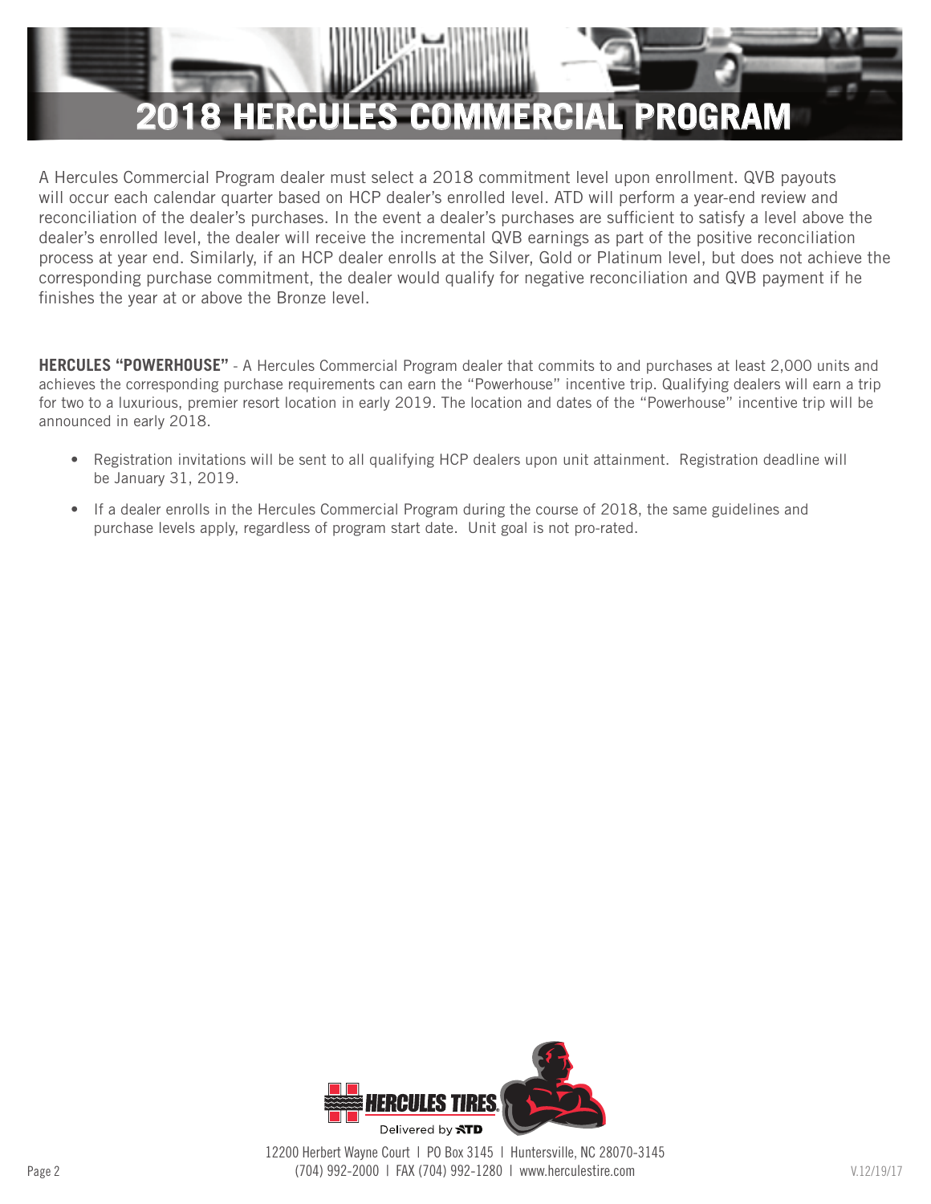# 2018 HERCULES COMMERCIAL PROGRAM

A Hercules Commercial Program dealer must select a 2018 commitment level upon enrollment. QVB payouts will occur each calendar quarter based on HCP dealer's enrolled level. ATD will perform a year-end review and reconciliation of the dealer's purchases. In the event a dealer's purchases are sufficient to satisfy a level above the dealer's enrolled level, the dealer will receive the incremental QVB earnings as part of the positive reconciliation process at year end. Similarly, if an HCP dealer enrolls at the Silver, Gold or Platinum level, but does not achieve the corresponding purchase commitment, the dealer would qualify for negative reconciliation and QVB payment if he finishes the year at or above the Bronze level.

**HERCULES "POWERHOUSE"** - A Hercules Commercial Program dealer that commits to and purchases at least 2,000 units and achieves the corresponding purchase requirements can earn the "Powerhouse" incentive trip. Qualifying dealers will earn a trip for two to a luxurious, premier resort location in early 2019. The location and dates of the "Powerhouse" incentive trip will be announced in early 2018.

- Registration invitations will be sent to all qualifying HCP dealers upon unit attainment. Registration deadline will be January 31, 2019.
- If a dealer enrolls in the Hercules Commercial Program during the course of 2018, the same guidelines and purchase levels apply, regardless of program start date. Unit goal is not pro-rated.

HERCULES TIRES® Delivered by ATD

12200 Herbert Wayne Court | PO Box 3145 | Huntersville, NC 28070-3145
(704) 992-2000 | FAX (704) 992-1280 | www.herculestire.com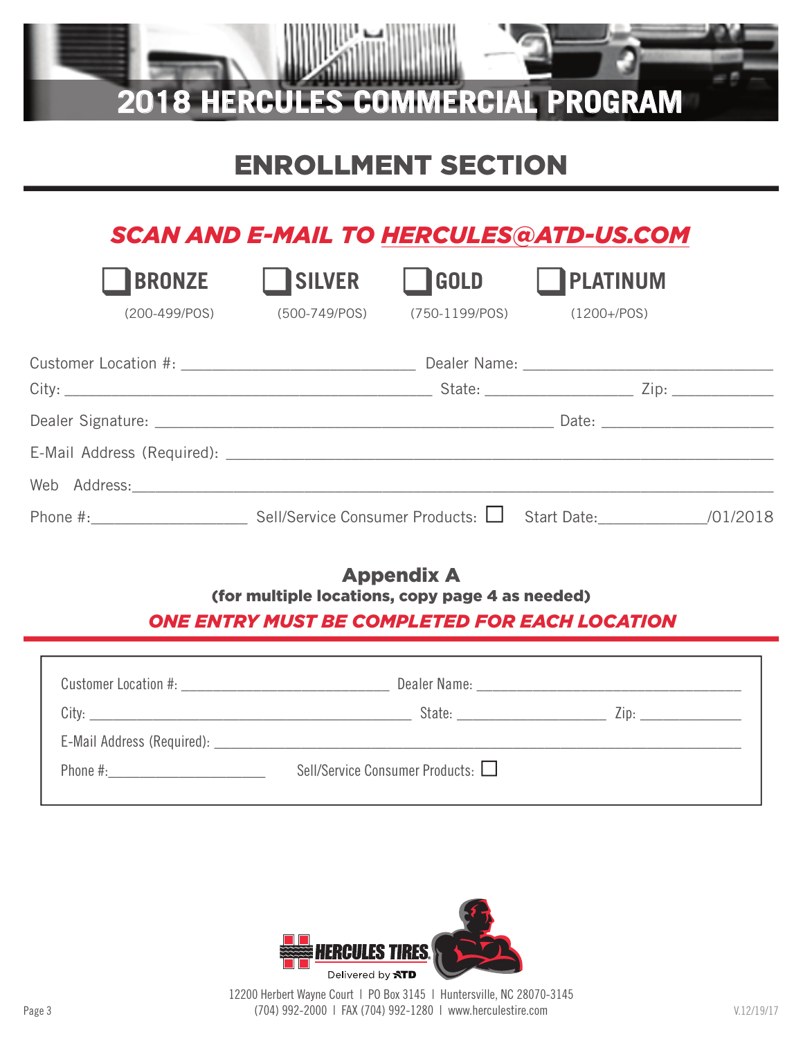# 2018 HERCULES COMMERCIAL PROGRAM

## ENROLLMENT SECTION

***SCAN AND E-MAIL TO HERCULES@ATD-US.COM***

☐ **BRONZE** (200-499/POS) ☐ **SILVER** (500-749/POS) ☐ **GOLD** (750-1199/POS) ☐ **PLATINUM** (1200+/POS)

Customer Location #: ____________________________ Dealer Name: ______________________________

City: ____________________________________________ State: __________________ Zip: ____________

Dealer Signature: ________________________________________________ Date: _____________________

E-Mail Address (Required): _______________________________________________________________

Web Address: ______________________________________________________________________________

Phone #: __________________ Sell/Service Consumer Products: ☐ Start Date: _____________/01/2018

### Appendix A

**(for multiple locations, copy page 4 as needed)**

***ONE ENTRY MUST BE COMPLETED FOR EACH LOCATION***

Customer Location #: ____________________________ Dealer Name: ______________________________

City: ____________________________________________ State: __________________ Zip: ____________

E-Mail Address (Required): _______________________________________________________________

Phone #: __________________ Sell/Service Consumer Products: ☐

HERCULES TIRES

Delivered by ATD

12200 Herbert Wayne Court | PO Box 3145 | Huntersville, NC 28070-3145

(704) 992-2000 | FAX (704) 992-1280 | www.herculestire.com

V.12/19/17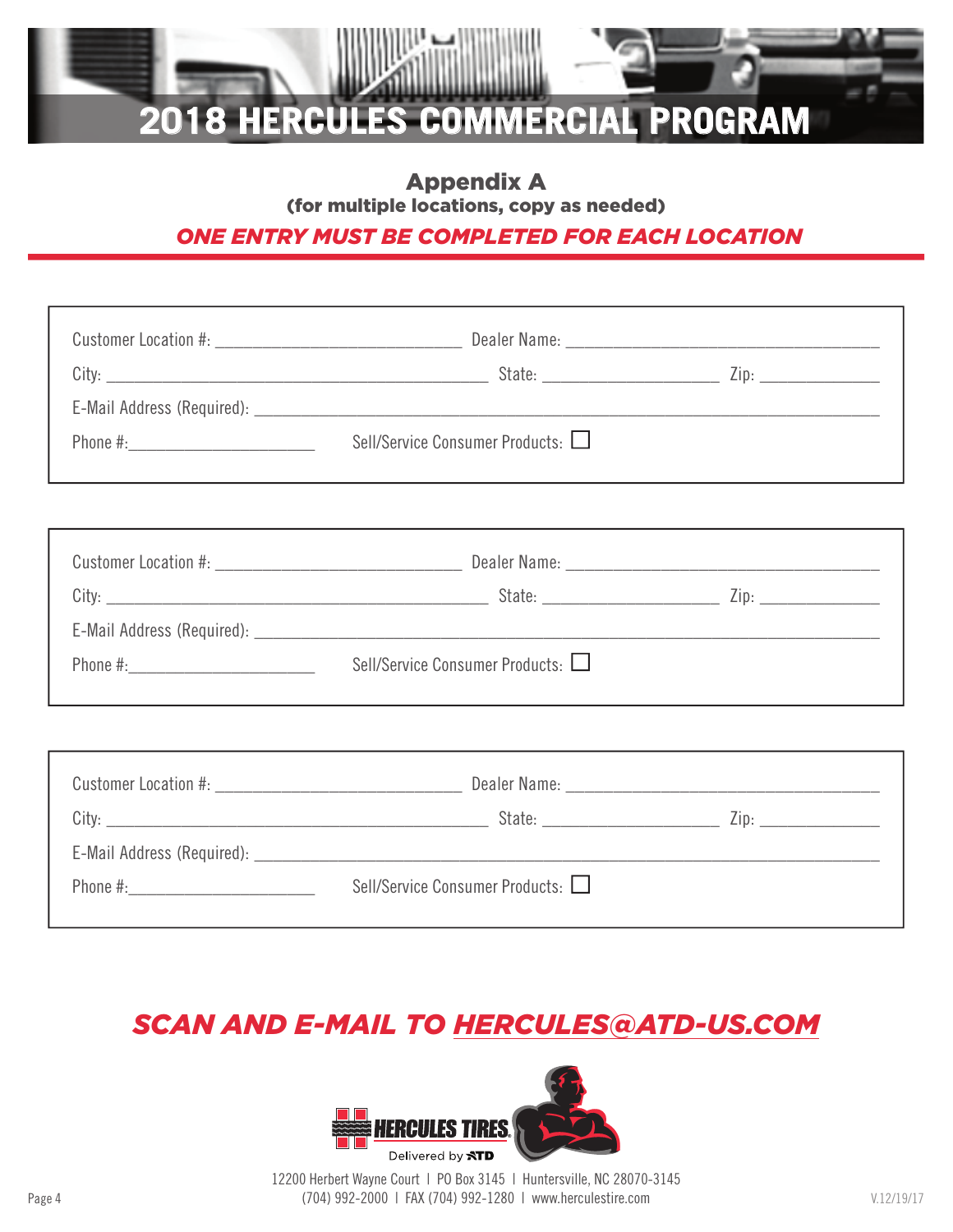# 2018 HERCULES COMMERCIAL PROGRAM

## Appendix A

**(for multiple locations, copy as needed)**

***ONE ENTRY MUST BE COMPLETED FOR EACH LOCATION***

Customer Location #: ____________________________ Dealer Name: ____________________________________

City: ___________________________________________ State: ____________________ Zip: _____________

E-Mail Address (Required): _______________________________________________________________________

Phone #:_____________________ Sell/Service Consumer Products: ☐

Customer Location #: ____________________________ Dealer Name: ____________________________________

City: ___________________________________________ State: ____________________ Zip: _____________

E-Mail Address (Required): _______________________________________________________________________

Phone #:_____________________ Sell/Service Consumer Products: ☐

Customer Location #: ____________________________ Dealer Name: ____________________________________

City: ___________________________________________ State: ____________________ Zip: _____________

E-Mail Address (Required): _______________________________________________________________________

Phone #:_____________________ Sell/Service Consumer Products: ☐

***SCAN AND E-MAIL TO HERCULES@ATD-US.COM***

HERCULES TIRES

Delivered by ATD

12200 Herbert Wayne Court | PO Box 3145 | Huntersville, NC 28070-3145

(704) 992-2000 | FAX (704) 992-1280 | www.herculestire.com

V.12/19/17